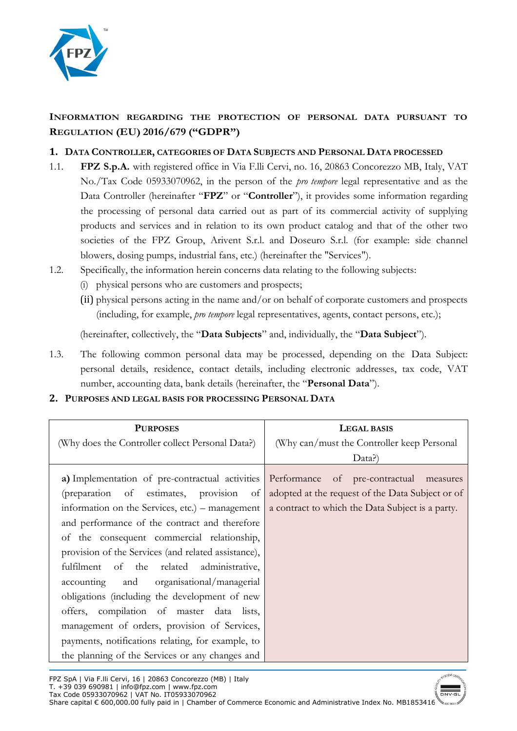## INFORMATION REGARDING THE PROTECTION OF PERSONAL DATA PURSUANT TO REGULATION (EU) 2016/679 ("GDPR")

### 1. DATA CONTROLLER, CATEGORIES OF DATA SUBJECTS AND PERSONAL DATA PROCESSED

1.1. **FPZ S.p.A.** with registered office in Via F.lli Cervi, no. 16, 20863 Concorezzo MB, Italy, VAT No./Tax Code 05933070962, in the person of the *pro tempore* legal representative and as the Data Controller (hereinafter "**FPZ**" or "**Controller**"), it provides some information regarding the processing of personal data carried out as part of its commercial activity of supplying products and services and in relation to its own product catalog and that of the other two societies of the FPZ Group, Arivent S.r.l. and Doseuro S.r.l. (for example: side channel blowers, dosing pumps, industrial fans, etc.) (hereinafter the "Services").

1.2. Specifically, the information herein concerns data relating to the following subjects:

(i) physical persons who are customers and prospects;

(ii) physical persons acting in the name and/or on behalf of corporate customers and prospects (including, for example, *pro tempore* legal representatives, agents, contact persons, etc.);

(hereinafter, collectively, the "**Data Subjects**" and, individually, the "**Data Subject**").

1.3. The following common personal data may be processed, depending on the Data Subject: personal details, residence, contact details, including electronic addresses, tax code, VAT number, accounting data, bank details (hereinafter, the "**Personal Data**").

### 2. PURPOSES AND LEGAL BASIS FOR PROCESSING PERSONAL DATA

| **PURPOSES**<br>(Why does the Controller collect Personal Data?) | **LEGAL BASIS**<br>(Why can/must the Controller keep Personal Data?) |
|---|---|
| **a)** Implementation of pre-contractual activities (preparation of estimates, provision of information on the Services, etc.) – management and performance of the contract and therefore of the consequent commercial relationship, provision of the Services (and related assistance), fulfilment of the related administrative, accounting and organisational/managerial obligations (including the development of new offers, compilation of master data lists, management of orders, provision of Services, payments, notifications relating, for example, to the planning of the Services or any changes and | Performance of pre-contractual measures adopted at the request of the Data Subject or of a contract to which the Data Subject is a party. |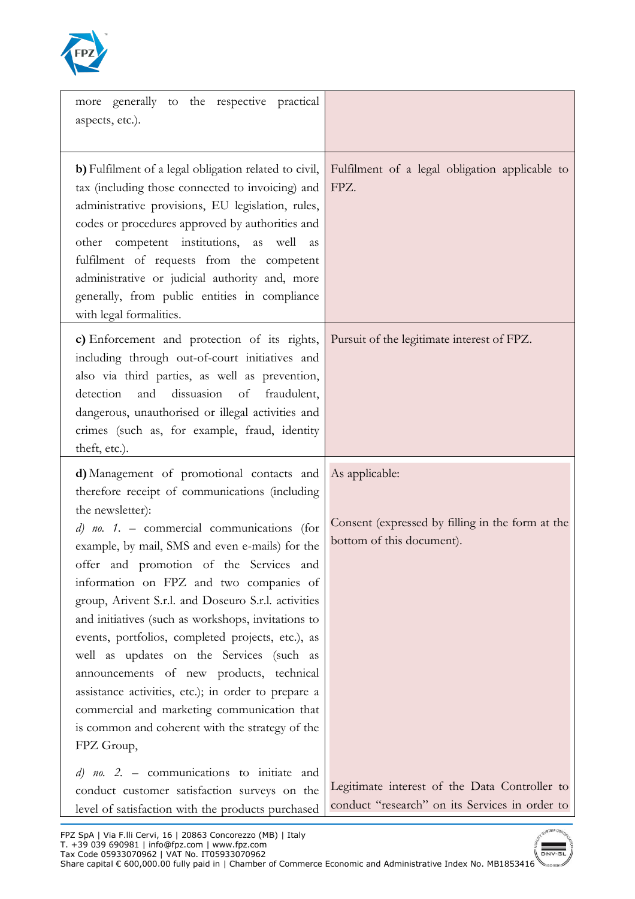| | |
|---|---|
| more generally to the respective practical aspects, etc.). | |
| **b)** Fulfilment of a legal obligation related to civil, tax (including those connected to invoicing) and administrative provisions, EU legislation, rules, codes or procedures approved by authorities and other competent institutions, as well as fulfilment of requests from the competent administrative or judicial authority and, more generally, from public entities in compliance with legal formalities. | Fulfilment of a legal obligation applicable to FPZ. |
| **c)** Enforcement and protection of its rights, including through out-of-court initiatives and also via third parties, as well as prevention, detection and dissuasion of fraudulent, dangerous, unauthorised or illegal activities and crimes (such as, for example, fraud, identity theft, etc.). | Pursuit of the legitimate interest of FPZ. |
| **d)** Management of promotional contacts and therefore receipt of communications (including the newsletter):<br>*d) no. 1.* – commercial communications (for example, by mail, SMS and even e-mails) for the offer and promotion of the Services and information on FPZ and two companies of group, Arivent S.r.l. and Doseuro S.r.l. activities and initiatives (such as workshops, invitations to events, portfolios, completed projects, etc.), as well as updates on the Services (such as announcements of new products, technical assistance activities, etc.); in order to prepare a commercial and marketing communication that is common and coherent with the strategy of the FPZ Group,<br><br>*d) no. 2.* – communications to initiate and conduct customer satisfaction surveys on the level of satisfaction with the products purchased | As applicable:<br><br>Consent (expressed by filling in the form at the bottom of this document).<br><br>Legitimate interest of the Data Controller to conduct "research" on its Services in order to |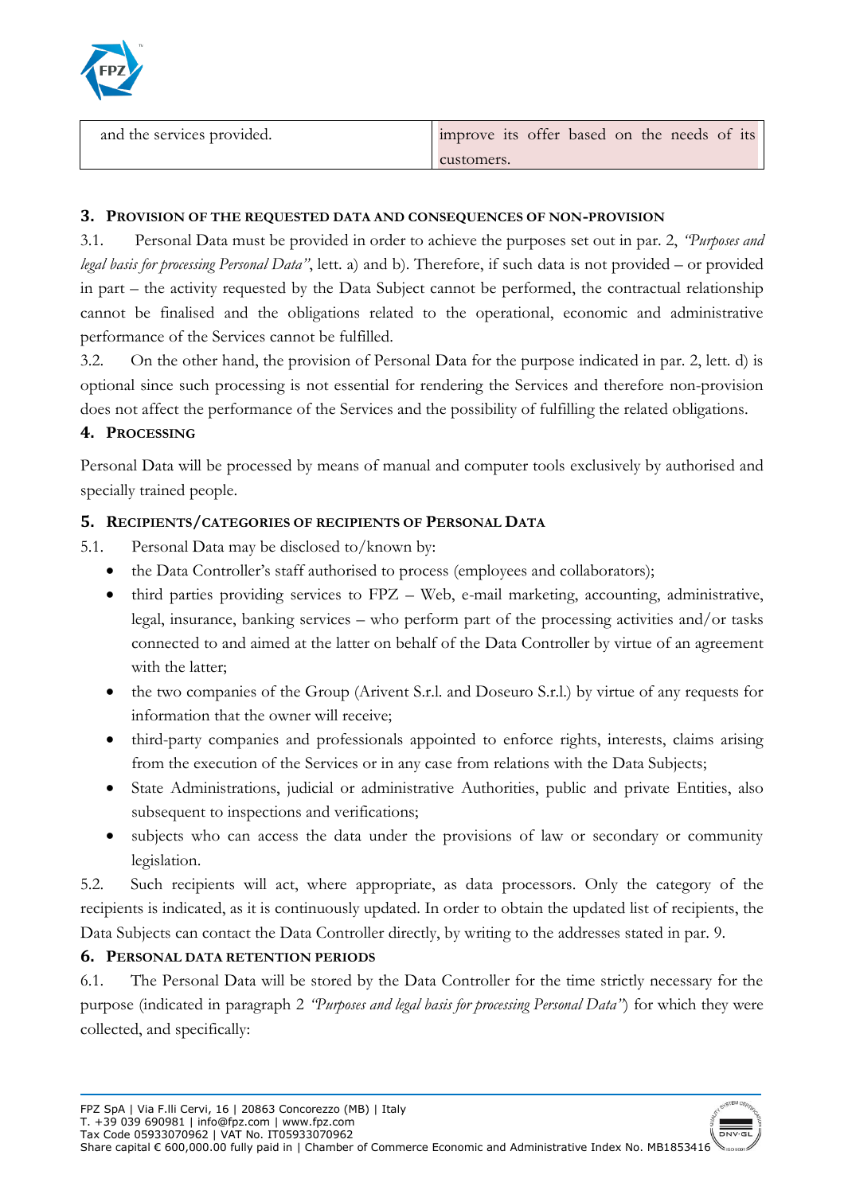| and the services provided. | improve its offer based on the needs of its customers. |
|---|---|

## 3. Provision of the requested data and consequences of non-provision

3.1. Personal Data must be provided in order to achieve the purposes set out in par. 2, *"Purposes and legal basis for processing Personal Data"*, lett. a) and b). Therefore, if such data is not provided – or provided in part – the activity requested by the Data Subject cannot be performed, the contractual relationship cannot be finalised and the obligations related to the operational, economic and administrative performance of the Services cannot be fulfilled.

3.2. On the other hand, the provision of Personal Data for the purpose indicated in par. 2, lett. d) is optional since such processing is not essential for rendering the Services and therefore non-provision does not affect the performance of the Services and the possibility of fulfilling the related obligations.

## 4. Processing

Personal Data will be processed by means of manual and computer tools exclusively by authorised and specially trained people.

## 5. Recipients/categories of recipients of Personal Data

5.1. Personal Data may be disclosed to/known by:

- the Data Controller's staff authorised to process (employees and collaborators);
- third parties providing services to FPZ – Web, e-mail marketing, accounting, administrative, legal, insurance, banking services – who perform part of the processing activities and/or tasks connected to and aimed at the latter on behalf of the Data Controller by virtue of an agreement with the latter;
- the two companies of the Group (Arivent S.r.l. and Doseuro S.r.l.) by virtue of any requests for information that the owner will receive;
- third-party companies and professionals appointed to enforce rights, interests, claims arising from the execution of the Services or in any case from relations with the Data Subjects;
- State Administrations, judicial or administrative Authorities, public and private Entities, also subsequent to inspections and verifications;
- subjects who can access the data under the provisions of law or secondary or community legislation.

5.2. Such recipients will act, where appropriate, as data processors. Only the category of the recipients is indicated, as it is continuously updated. In order to obtain the updated list of recipients, the Data Subjects can contact the Data Controller directly, by writing to the addresses stated in par. 9.

## 6. Personal data retention periods

6.1. The Personal Data will be stored by the Data Controller for the time strictly necessary for the purpose (indicated in paragraph 2 *"Purposes and legal basis for processing Personal Data"*) for which they were collected, and specifically: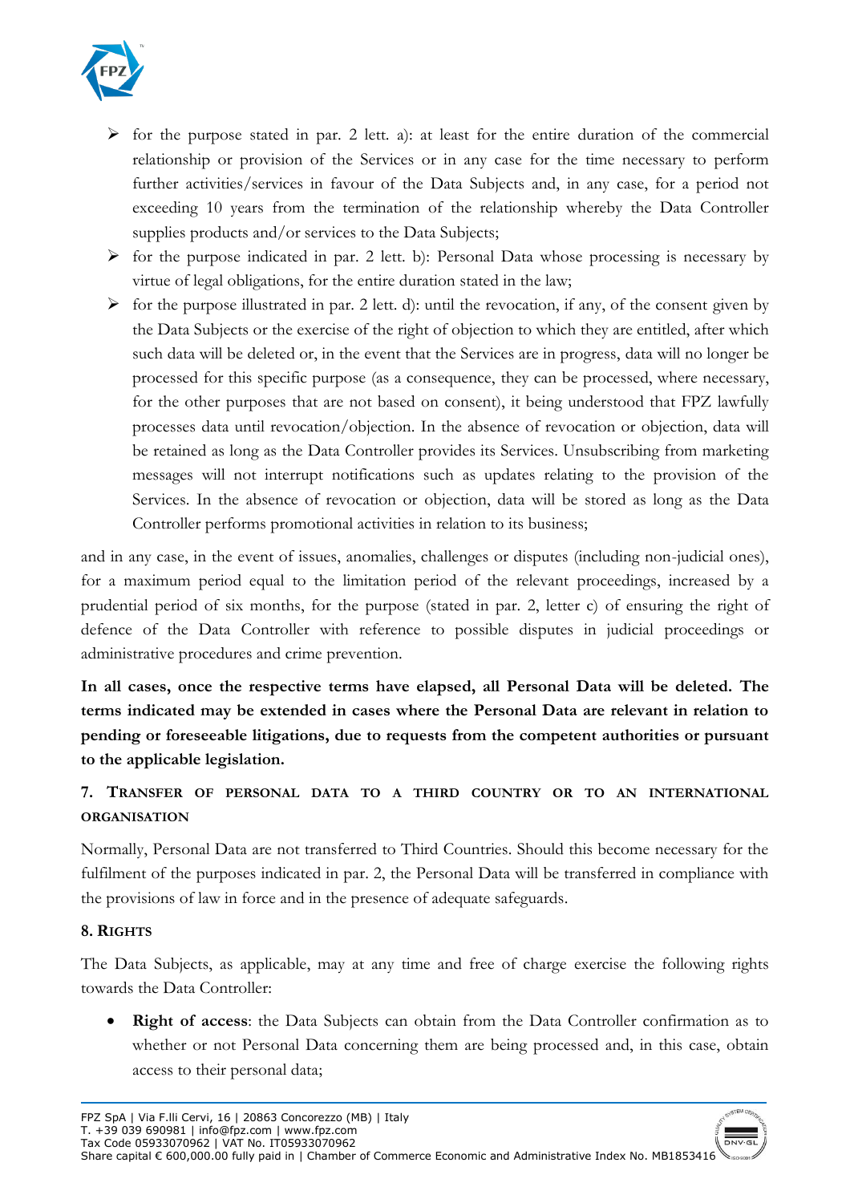- for the purpose stated in par. 2 lett. a): at least for the entire duration of the commercial relationship or provision of the Services or in any case for the time necessary to perform further activities/services in favour of the Data Subjects and, in any case, for a period not exceeding 10 years from the termination of the relationship whereby the Data Controller supplies products and/or services to the Data Subjects;
- for the purpose indicated in par. 2 lett. b): Personal Data whose processing is necessary by virtue of legal obligations, for the entire duration stated in the law;
- for the purpose illustrated in par. 2 lett. d): until the revocation, if any, of the consent given by the Data Subjects or the exercise of the right of objection to which they are entitled, after which such data will be deleted or, in the event that the Services are in progress, data will no longer be processed for this specific purpose (as a consequence, they can be processed, where necessary, for the other purposes that are not based on consent), it being understood that FPZ lawfully processes data until revocation/objection. In the absence of revocation or objection, data will be retained as long as the Data Controller provides its Services. Unsubscribing from marketing messages will not interrupt notifications such as updates relating to the provision of the Services. In the absence of revocation or objection, data will be stored as long as the Data Controller performs promotional activities in relation to its business;

and in any case, in the event of issues, anomalies, challenges or disputes (including non-judicial ones), for a maximum period equal to the limitation period of the relevant proceedings, increased by a prudential period of six months, for the purpose (stated in par. 2, letter c) of ensuring the right of defence of the Data Controller with reference to possible disputes in judicial proceedings or administrative procedures and crime prevention.

**In all cases, once the respective terms have elapsed, all Personal Data will be deleted. The terms indicated may be extended in cases where the Personal Data are relevant in relation to pending or foreseeable litigations, due to requests from the competent authorities or pursuant to the applicable legislation.**

## 7. Transfer of personal data to a third country or to an international organisation

Normally, Personal Data are not transferred to Third Countries. Should this become necessary for the fulfilment of the purposes indicated in par. 2, the Personal Data will be transferred in compliance with the provisions of law in force and in the presence of adequate safeguards.

## 8. Rights

The Data Subjects, as applicable, may at any time and free of charge exercise the following rights towards the Data Controller:

- **Right of access**: the Data Subjects can obtain from the Data Controller confirmation as to whether or not Personal Data concerning them are being processed and, in this case, obtain access to their personal data;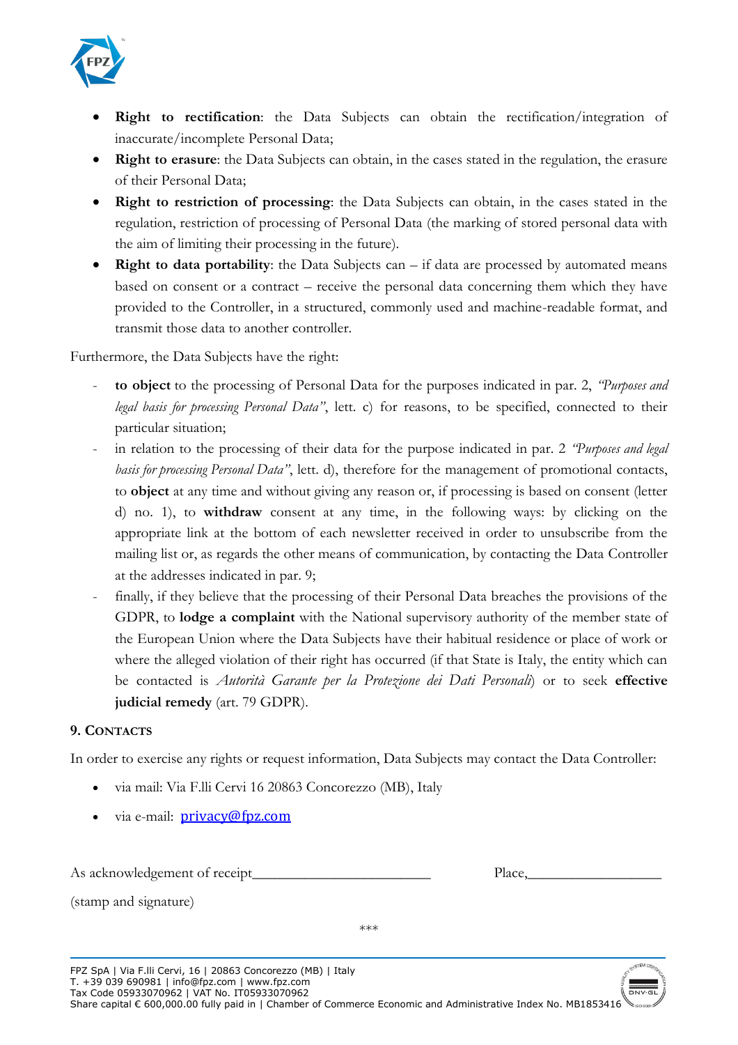- **Right to rectification**: the Data Subjects can obtain the rectification/integration of inaccurate/incomplete Personal Data;
- **Right to erasure**: the Data Subjects can obtain, in the cases stated in the regulation, the erasure of their Personal Data;
- **Right to restriction of processing**: the Data Subjects can obtain, in the cases stated in the regulation, restriction of processing of Personal Data (the marking of stored personal data with the aim of limiting their processing in the future).
- **Right to data portability**: the Data Subjects can – if data are processed by automated means based on consent or a contract – receive the personal data concerning them which they have provided to the Controller, in a structured, commonly used and machine-readable format, and transmit those data to another controller.

Furthermore, the Data Subjects have the right:

- **to object** to the processing of Personal Data for the purposes indicated in par. 2, *"Purposes and legal basis for processing Personal Data"*, lett. c) for reasons, to be specified, connected to their particular situation;
- in relation to the processing of their data for the purpose indicated in par. 2 *"Purposes and legal basis for processing Personal Data"*, lett. d), therefore for the management of promotional contacts, to **object** at any time and without giving any reason or, if processing is based on consent (letter d) no. 1), to **withdraw** consent at any time, in the following ways: by clicking on the appropriate link at the bottom of each newsletter received in order to unsubscribe from the mailing list or, as regards the other means of communication, by contacting the Data Controller at the addresses indicated in par. 9;
- finally, if they believe that the processing of their Personal Data breaches the provisions of the GDPR, to **lodge a complaint** with the National supervisory authority of the member state of the European Union where the Data Subjects have their habitual residence or place of work or where the alleged violation of their right has occurred (if that State is Italy, the entity which can be contacted is *Autorità Garante per la Protezione dei Dati Personali*) or to seek **effective judicial remedy** (art. 79 GDPR).

## 9. Contacts

In order to exercise any rights or request information, Data Subjects may contact the Data Controller:

- via mail: Via F.lli Cervi 16 20863 Concorezzo (MB), Italy
- via e-mail: privacy@fpz.com

As acknowledgement of receipt_________________________ Place,___________________

(stamp and signature)

\*\*\*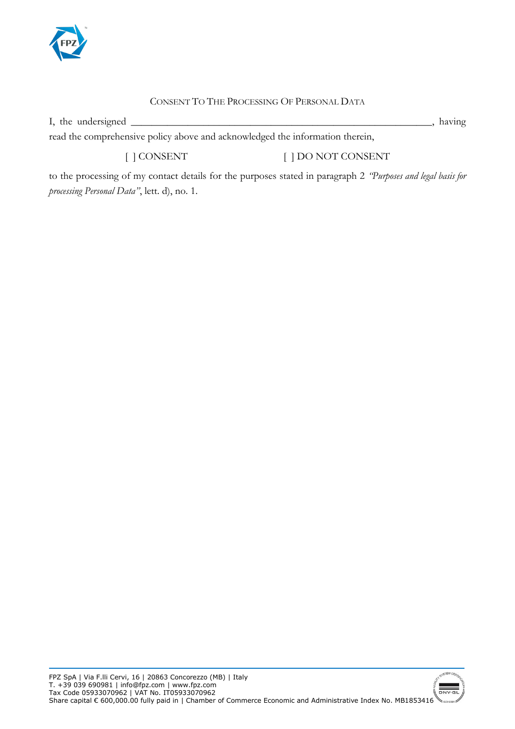## CONSENT TO THE PROCESSING OF PERSONAL DATA

I, the undersigned ____________________________________________________________, having read the comprehensive policy above and acknowledged the information therein,

[ ] CONSENT [ ] DO NOT CONSENT

to the processing of my contact details for the purposes stated in paragraph 2 *"Purposes and legal basis for processing Personal Data"*, lett. d), no. 1.